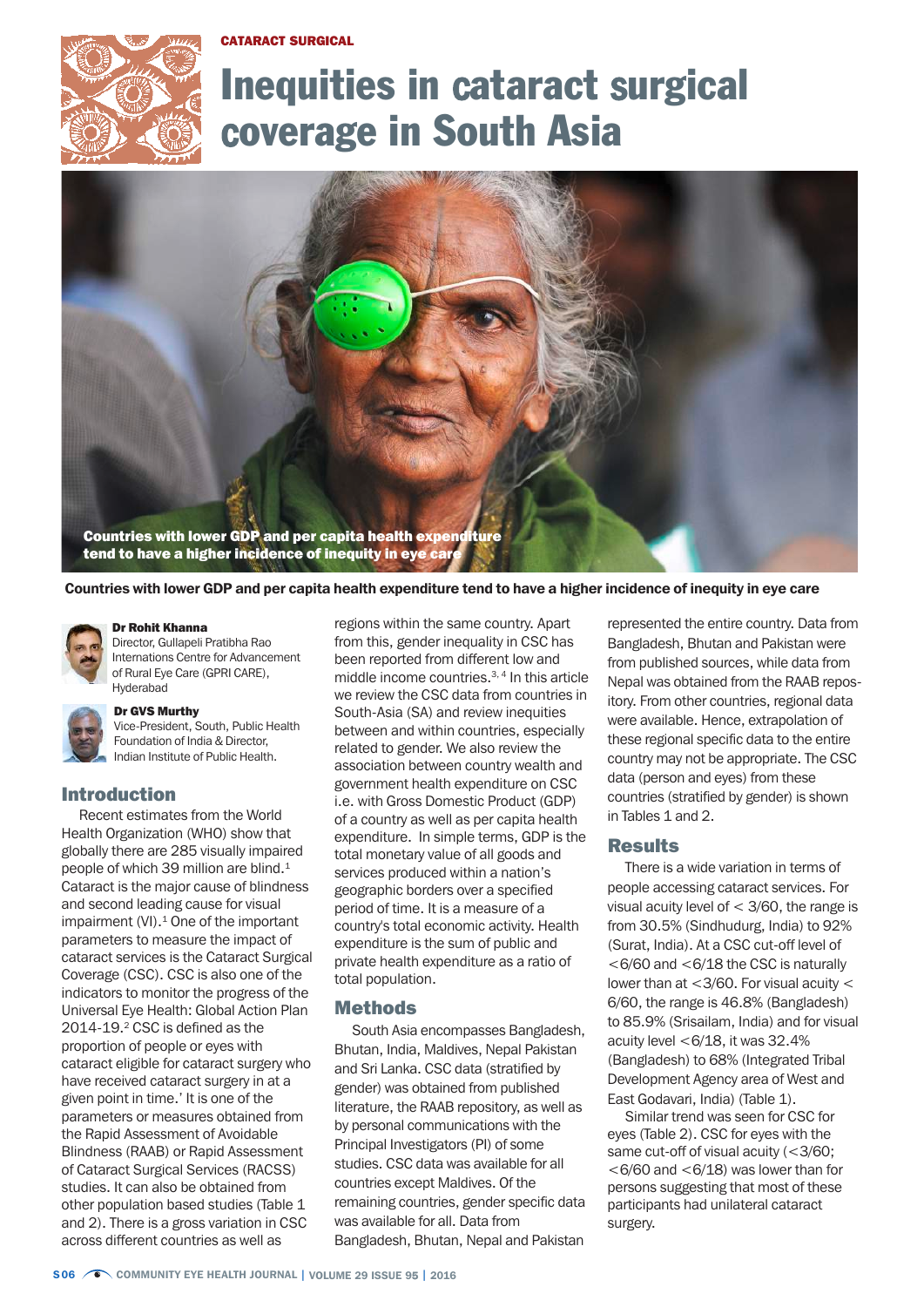CATARACT SURGICAL

# Inequities in cataract surgical coverage in South Asia

Countries with lower GDP and per capita health expenditure tend to have a higher incidence of inequity in eye care

**Dr Rohit Khanna**
Director, Gullapeli Pratibha Rao Internations Centre for Advancement of Rural Eye Care (GPRI CARE), Hyderabad

**Dr GVS Murthy**
Vice-President, South, Public Health Foundation of India & Director, Indian Institute of Public Health.

## Introduction

Recent estimates from the World Health Organization (WHO) show that globally there are 285 visually impaired people of which 39 million are blind.[1] Cataract is the major cause of blindness and second leading cause for visual impairment (VI).[1] One of the important parameters to measure the impact of cataract services is the Cataract Surgical Coverage (CSC). CSC is also one of the indicators to monitor the progress of the Universal Eye Health: Global Action Plan 2014-19.[2] CSC is defined as the proportion of people or eyes with cataract eligible for cataract surgery who have received cataract surgery in at a given point in time.' It is one of the parameters or measures obtained from the Rapid Assessment of Avoidable Blindness (RAAB) or Rapid Assessment of Cataract Surgical Services (RACSS) studies. It can also be obtained from other population based studies (Table 1 and 2). There is a gross variation in CSC across different countries as well as regions within the same country. Apart from this, gender inequality in CSC has been reported from different low and middle income countries.[3, 4] In this article we review the CSC data from countries in South-Asia (SA) and review inequities between and within countries, especially related to gender. We also review the association between country wealth and government health expenditure on CSC i.e. with Gross Domestic Product (GDP) of a country as well as per capita health expenditure. In simple terms, GDP is the total monetary value of all goods and services produced within a nation's geographic borders over a specified period of time. It is a measure of a country's total economic activity. Health expenditure is the sum of public and private health expenditure as a ratio of total population.

## Methods

South Asia encompasses Bangladesh, Bhutan, India, Maldives, Nepal Pakistan and Sri Lanka. CSC data (stratified by gender) was obtained from published literature, the RAAB repository, as well as by personal communications with the Principal Investigators (PI) of some studies. CSC data was available for all countries except Maldives. Of the remaining countries, gender specific data was available for all. Data from Bangladesh, Bhutan, Nepal and Pakistan represented the entire country. Data from Bangladesh, Bhutan and Pakistan were from published sources, while data from Nepal was obtained from the RAAB repository. From other countries, regional data were available. Hence, extrapolation of these regional specific data to the entire country may not be appropriate. The CSC data (person and eyes) from these countries (stratified by gender) is shown in Tables 1 and 2.

## Results

There is a wide variation in terms of people accessing cataract services. For visual acuity level of < 3/60, the range is from 30.5% (Sindhudurg, India) to 92% (Surat, India). At a CSC cut-off level of <6/60 and <6/18 the CSC is naturally lower than at <3/60. For visual acuity < 6/60, the range is 46.8% (Bangladesh) to 85.9% (Srisailam, India) and for visual acuity level <6/18, it was 32.4% (Bangladesh) to 68% (Integrated Tribal Development Agency area of West and East Godavari, India) (Table 1).

Similar trend was seen for CSC for eyes (Table 2). CSC for eyes with the same cut-off of visual acuity (<3/60; <6/60 and <6/18) was lower than for persons suggesting that most of these participants had unilateral cataract surgery.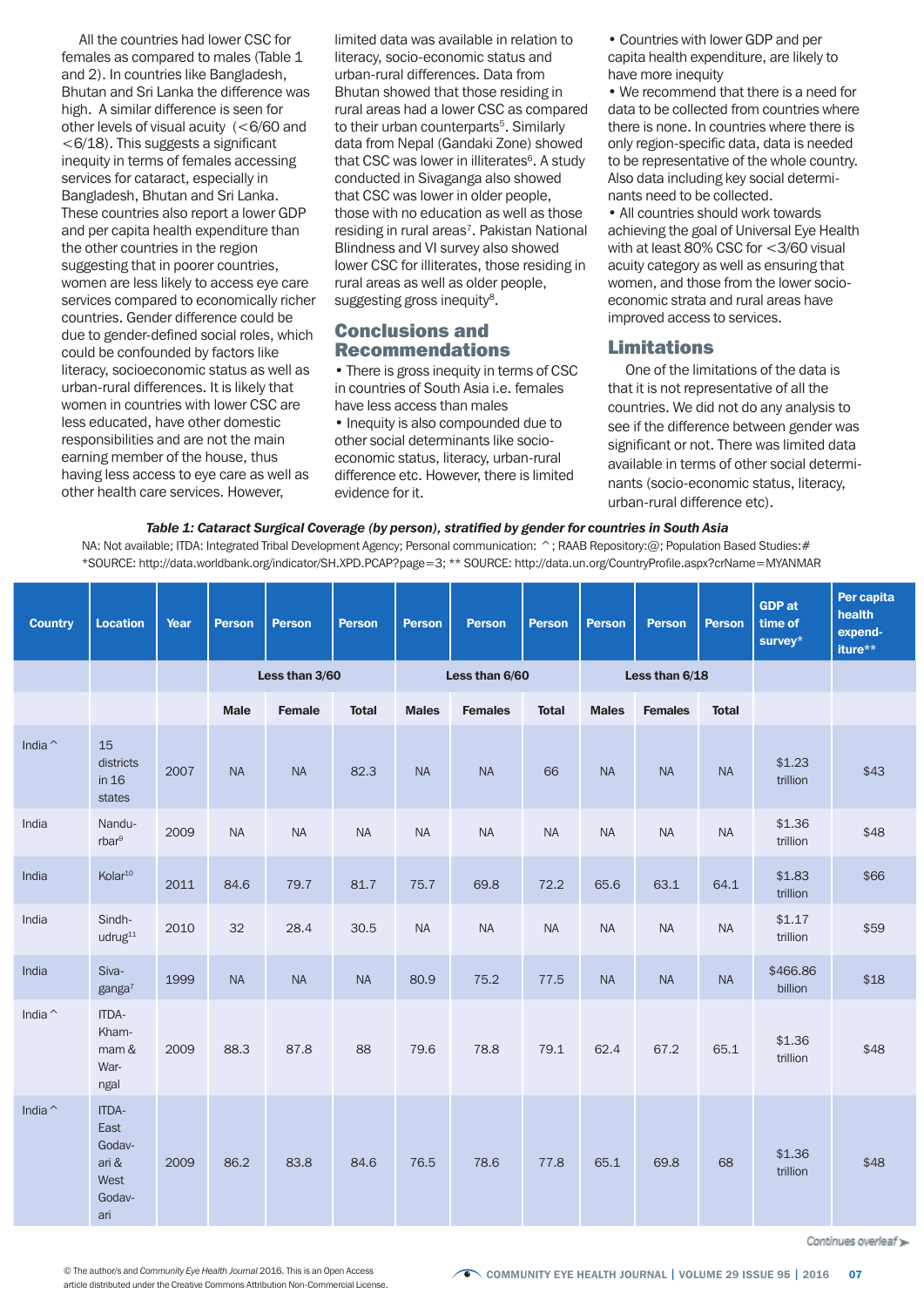All the countries had lower CSC for females as compared to males (Table 1 and 2). In countries like Bangladesh, Bhutan and Sri Lanka the difference was high. A similar difference is seen for other levels of visual acuity (<6/60 and <6/18). This suggests a significant inequity in terms of females accessing services for cataract, especially in Bangladesh, Bhutan and Sri Lanka. These countries also report a lower GDP and per capita health expenditure than the other countries in the region suggesting that in poorer countries, women are less likely to access eye care services compared to economically richer countries. Gender difference could be due to gender-defined social roles, which could be confounded by factors like literacy, socioeconomic status as well as urban-rural differences. It is likely that women in countries with lower CSC are less educated, have other domestic responsibilities and are not the main earning member of the house, thus having less access to eye care as well as other health care services. However, limited data was available in relation to literacy, socio-economic status and urban-rural differences. Data from Bhutan showed that those residing in rural areas had a lower CSC as compared to their urban counterparts[5]. Similarly data from Nepal (Gandaki Zone) showed that CSC was lower in illiterates[6]. A study conducted in Sivaganga also showed that CSC was lower in older people, those with no education as well as those residing in rural areas[7]. Pakistan National Blindness and VI survey also showed lower CSC for illiterates, those residing in rural areas as well as older people, suggesting gross inequity[8].

## Conclusions and Recommendations

- There is gross inequity in terms of CSC in countries of South Asia i.e. females have less access than males
- Inequity is also compounded due to other social determinants like socio-economic status, literacy, urban-rural difference etc. However, there is limited evidence for it.
- Countries with lower GDP and per capita health expenditure, are likely to have more inequity
- We recommend that there is a need for data to be collected from countries where there is none. In countries where there is only region-specific data, data is needed to be representative of the whole country. Also data including key social determinants need to be collected.
- All countries should work towards achieving the goal of Universal Eye Health with at least 80% CSC for <3/60 visual acuity category as well as ensuring that women, and those from the lower socio-economic strata and rural areas have improved access to services.

## Limitations

One of the limitations of the data is that it is not representative of all the countries. We did not do any analysis to see if the difference between gender was significant or not. There was limited data available in terms of other social determinants (socio-economic status, literacy, urban-rural difference etc).

*Table 1: Cataract Surgical Coverage (by person), stratified by gender for countries in South Asia*

NA: Not available; ITDA: Integrated Tribal Development Agency; Personal communication: ^; RAAB Repository:@; Population Based Studies:#
*SOURCE: http://data.worldbank.org/indicator/SH.XPD.PCAP?page=3; ** SOURCE: http://data.un.org/CountryProfile.aspx?crName=MYANMAR

| Country | Location | Year | Person | Person | Person | Person | Person | Person | Person | Person | Person | GDP at time of survey* | Per capita health expend-iture** |
|---|---|---|---|---|---|---|---|---|---|---|---|---|---|
| | | | Less than 3/60 | | | Less than 6/60 | | | Less than 6/18 | | | | |
| | | | Male | Female | Total | Males | Females | Total | Males | Females | Total | | |
| India ^ | 15 districts in 16 states | 2007 | NA | NA | 82.3 | NA | NA | 66 | NA | NA | NA | $1.23 trillion | $43 |
| India | Nandurbar[9] | 2009 | NA | NA | NA | NA | NA | NA | NA | NA | NA | $1.36 trillion | $48 |
| India | Kolar[10] | 2011 | 84.6 | 79.7 | 81.7 | 75.7 | 69.8 | 72.2 | 65.6 | 63.1 | 64.1 | $1.83 trillion | $66 |
| India | Sindhudrug[11] | 2010 | 32 | 28.4 | 30.5 | NA | NA | NA | NA | NA | NA | $1.17 trillion | $59 |
| India | Sivaganga[7] | 1999 | NA | NA | NA | 80.9 | 75.2 | 77.5 | NA | NA | NA | $466.86 billion | $18 |
| India ^ | ITDA-Khammam & Warngal | 2009 | 88.3 | 87.8 | 88 | 79.6 | 78.8 | 79.1 | 62.4 | 67.2 | 65.1 | $1.36 trillion | $48 |
| India ^ | ITDA-East Godavari & West Godavari | 2009 | 86.2 | 83.8 | 84.6 | 76.5 | 78.6 | 77.8 | 65.1 | 69.8 | 68 | $1.36 trillion | $48 |

Continues overleaf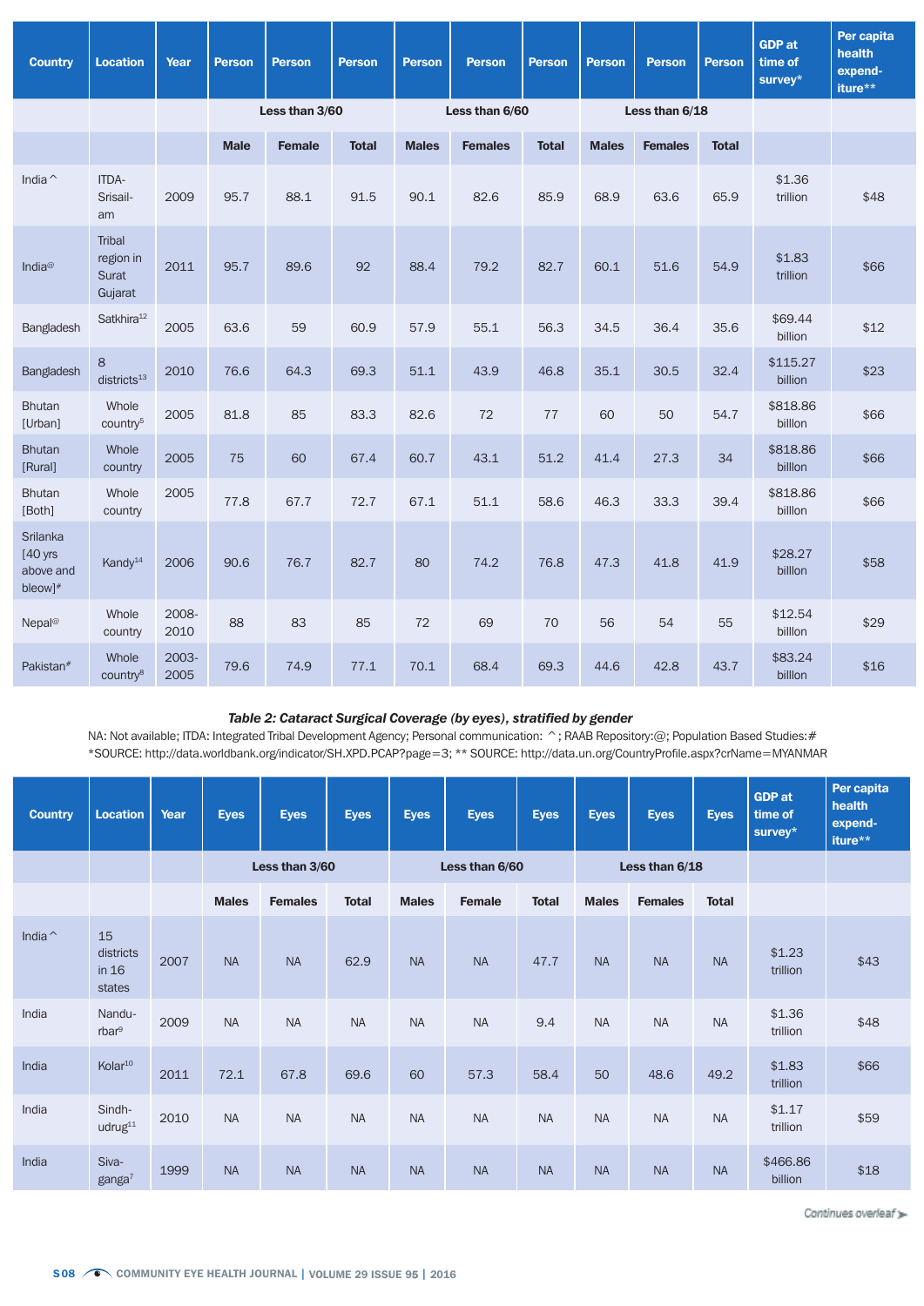| Country | Location | Year | Person | Person | Person | Person | Person | Person | Person | Person | Person | GDP at time of survey* | Per capita health expend-iture** |
|---|---|---|---|---|---|---|---|---|---|---|---|---|---|
| | | | Less than 3/60 | | | Less than 6/60 | | | Less than 6/18 | | | | |
| | | | Male | Female | Total | Males | Females | Total | Males | Females | Total | | |
| India^ | ITDA-Srisail-am | 2009 | 95.7 | 88.1 | 91.5 | 90.1 | 82.6 | 85.9 | 68.9 | 63.6 | 65.9 | $1.36 trillion | $48 |
| India@ | Tribal region in Surat Gujarat | 2011 | 95.7 | 89.6 | 92 | 88.4 | 79.2 | 82.7 | 60.1 | 51.6 | 54.9 | $1.83 trillion | $66 |
| Bangladesh | Satkhira[12] | 2005 | 63.6 | 59 | 60.9 | 57.9 | 55.1 | 56.3 | 34.5 | 36.4 | 35.6 | $69.44 billion | $12 |
| Bangladesh | 8 districts[13] | 2010 | 76.6 | 64.3 | 69.3 | 51.1 | 43.9 | 46.8 | 35.1 | 30.5 | 32.4 | $115.27 billion | $23 |
| Bhutan [Urban] | Whole country[5] | 2005 | 81.8 | 85 | 83.3 | 82.6 | 72 | 77 | 60 | 50 | 54.7 | $818.86 billon | $66 |
| Bhutan [Rural] | Whole country | 2005 | 75 | 60 | 67.4 | 60.7 | 43.1 | 51.2 | 41.4 | 27.3 | 34 | $818.86 billon | $66 |
| Bhutan [Both] | Whole country | 2005 | 77.8 | 67.7 | 72.7 | 67.1 | 51.1 | 58.6 | 46.3 | 33.3 | 39.4 | $818.86 billon | $66 |
| Srilanka [40 yrs above and bleow]# | Kandy[14] | 2006 | 90.6 | 76.7 | 82.7 | 80 | 74.2 | 76.8 | 47.3 | 41.8 | 41.9 | $28.27 billon | $58 |
| Nepal@ | Whole country | 2008-2010 | 88 | 83 | 85 | 72 | 69 | 70 | 56 | 54 | 55 | $12.54 billon | $29 |
| Pakistan# | Whole country[8] | 2003-2005 | 79.6 | 74.9 | 77.1 | 70.1 | 68.4 | 69.3 | 44.6 | 42.8 | 43.7 | $83.24 billon | $16 |

***Table 2: Cataract Surgical Coverage (by eyes), stratified by gender***

NA: Not available; ITDA: Integrated Tribal Development Agency; Personal communication: ^; RAAB Repository:@; Population Based Studies:#
*SOURCE: http://data.worldbank.org/indicator/SH.XPD.PCAP?page=3; ** SOURCE: http://data.un.org/CountryProfile.aspx?crName=MYANMAR

| Country | Location | Year | Eyes | Eyes | Eyes | Eyes | Eyes | Eyes | Eyes | Eyes | Eyes | GDP at time of survey* | Per capita health expend-iture** |
|---|---|---|---|---|---|---|---|---|---|---|---|---|---|
| | | | Less than 3/60 | | | Less than 6/60 | | | Less than 6/18 | | | | |
| | | | Males | Females | Total | Males | Female | Total | Males | Females | Total | | |
| India^ | 15 districts in 16 states | 2007 | NA | NA | 62.9 | NA | NA | 47.7 | NA | NA | NA | $1.23 trillion | $43 |
| India | Nandu-rbar[9] | 2009 | NA | NA | NA | NA | NA | 9.4 | NA | NA | NA | $1.36 trillion | $48 |
| India | Kolar[10] | 2011 | 72.1 | 67.8 | 69.6 | 60 | 57.3 | 58.4 | 50 | 48.6 | 49.2 | $1.83 trillion | $66 |
| India | Sindh-udrug[11] | 2010 | NA | NA | NA | NA | NA | NA | NA | NA | NA | $1.17 trillion | $59 |
| India | Siva-ganga[7] | 1999 | NA | NA | NA | NA | NA | NA | NA | NA | NA | $466.86 billion | $18 |

Continues overleaf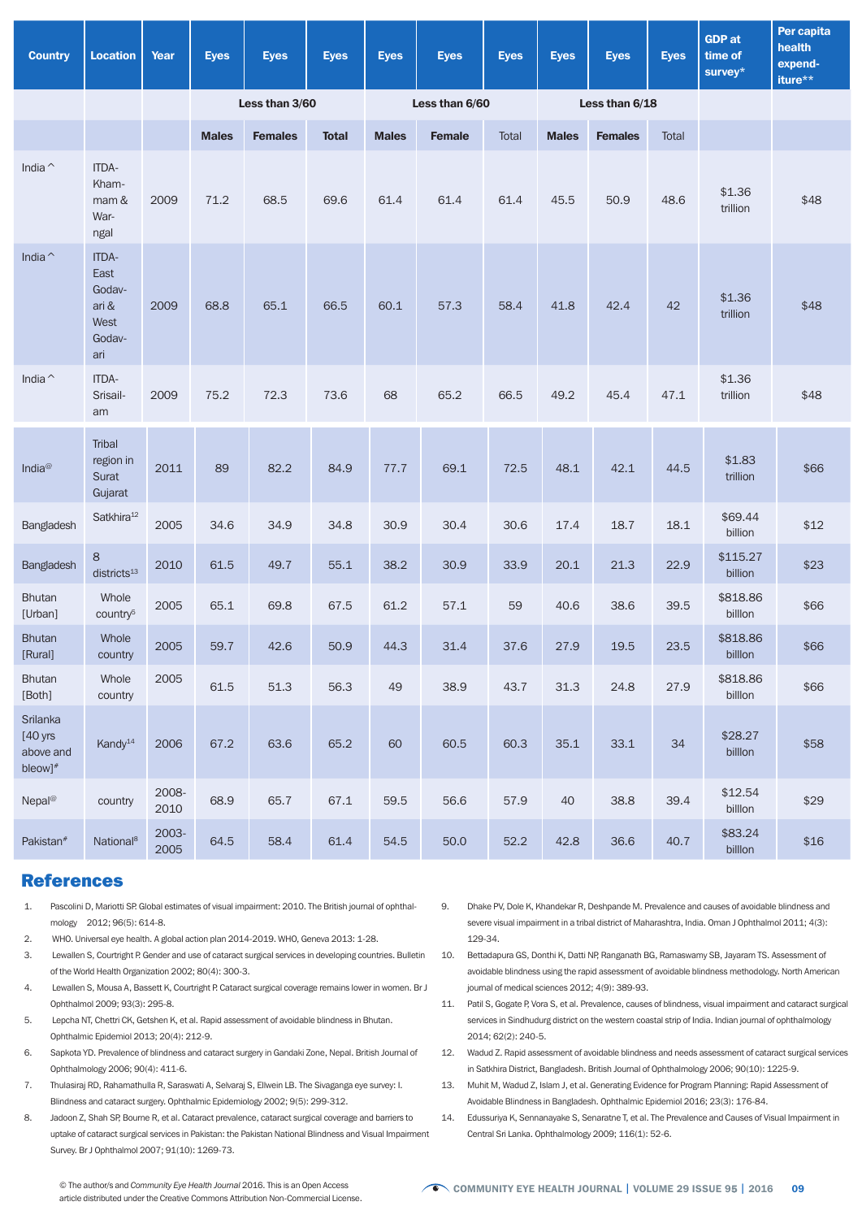| Country | Location | Year | Eyes | Eyes | Eyes | Eyes | Eyes | Eyes | Eyes | Eyes | Eyes | GDP at time of survey* | Per capita health expend-iture** |
|---|---|---|---|---|---|---|---|---|---|---|---|---|---|
| | | | Less than 3/60 | | | Less than 6/60 | | | Less than 6/18 | | | | |
| | | | Males | Females | Total | Males | Female | Total | Males | Females | Total | | |
| India^ | ITDA-Khammam & Warngal | 2009 | 71.2 | 68.5 | 69.6 | 61.4 | 61.4 | 61.4 | 45.5 | 50.9 | 48.6 | $1.36 trillion | $48 |
| India^ | ITDA-East Godavari & West Godavari | 2009 | 68.8 | 65.1 | 66.5 | 60.1 | 57.3 | 58.4 | 41.8 | 42.4 | 42 | $1.36 trillion | $48 |
| India^ | ITDA-Srisailam | 2009 | 75.2 | 72.3 | 73.6 | 68 | 65.2 | 66.5 | 49.2 | 45.4 | 47.1 | $1.36 trillion | $48 |
| India@ | Tribal region in Surat Gujarat | 2011 | 89 | 82.2 | 84.9 | 77.7 | 69.1 | 72.5 | 48.1 | 42.1 | 44.5 | $1.83 trillion | $66 |
| Bangladesh | Satkhira[12] | 2005 | 34.6 | 34.9 | 34.8 | 30.9 | 30.4 | 30.6 | 17.4 | 18.7 | 18.1 | $69.44 billion | $12 |
| Bangladesh | 8 districts[13] | 2010 | 61.5 | 49.7 | 55.1 | 38.2 | 30.9 | 33.9 | 20.1 | 21.3 | 22.9 | $115.27 billion | $23 |
| Bhutan [Urban] | Whole country[5] | 2005 | 65.1 | 69.8 | 67.5 | 61.2 | 57.1 | 59 | 40.6 | 38.6 | 39.5 | $818.86 billon | $66 |
| Bhutan [Rural] | Whole country | 2005 | 59.7 | 42.6 | 50.9 | 44.3 | 31.4 | 37.6 | 27.9 | 19.5 | 23.5 | $818.86 billon | $66 |
| Bhutan [Both] | Whole country | 2005 | 61.5 | 51.3 | 56.3 | 49 | 38.9 | 43.7 | 31.3 | 24.8 | 27.9 | $818.86 billon | $66 |
| Srilanka [40 yrs above and bleow]# | Kandy[14] | 2006 | 67.2 | 63.6 | 65.2 | 60 | 60.5 | 60.3 | 35.1 | 33.1 | 34 | $28.27 billon | $58 |
| Nepal@ | country | 2008-2010 | 68.9 | 65.7 | 67.1 | 59.5 | 56.6 | 57.9 | 40 | 38.8 | 39.4 | $12.54 billon | $29 |
| Pakistan# | National[8] | 2003-2005 | 64.5 | 58.4 | 61.4 | 54.5 | 50.0 | 52.2 | 42.8 | 36.6 | 40.7 | $83.24 billon | $16 |

## References

1. Pascolini D, Mariotti SP. Global estimates of visual impairment: 2010. The British journal of ophthalmology 2012; 96(5): 614-8.
2. WHO. Universal eye health. A global action plan 2014-2019. WHO, Geneva 2013: 1-28.
3. Lewallen S, Courtright P. Gender and use of cataract surgical services in developing countries. Bulletin of the World Health Organization 2002; 80(4): 300-3.
4. Lewallen S, Mousa A, Bassett K, Courtright P. Cataract surgical coverage remains lower in women. Br J Ophthalmol 2009; 93(3): 295-8.
5. Lepcha NT, Chettri CK, Getshen K, et al. Rapid assessment of avoidable blindness in Bhutan. Ophthalmic Epidemiol 2013; 20(4): 212-9.
6. Sapkota YD. Prevalence of blindness and cataract surgery in Gandaki Zone, Nepal. British Journal of Ophthalmology 2006; 90(4): 411-6.
7. Thulasiraj RD, Rahamathulla R, Saraswati A, Selvaraj S, Ellwein LB. The Sivaganga eye survey: I. Blindness and cataract surgery. Ophthalmic Epidemiology 2002; 9(5): 299-312.
8. Jadoon Z, Shah SP, Bourne R, et al. Cataract prevalence, cataract surgical coverage and barriers to uptake of cataract surgical services in Pakistan: the Pakistan National Blindness and Visual Impairment Survey. Br J Ophthalmol 2007; 91(10): 1269-73.
9. Dhake PV, Dole K, Khandekar R, Deshpande M. Prevalence and causes of avoidable blindness and severe visual impairment in a tribal district of Maharashtra, India. Oman J Ophthalmol 2011; 4(3): 129-34.
10. Bettadapura GS, Donthi K, Datti NP, Ranganath BG, Ramaswamy SB, Jayaram TS. Assessment of avoidable blindness using the rapid assessment of avoidable blindness methodology. North American journal of medical sciences 2012; 4(9): 389-93.
11. Patil S, Gogate P, Vora S, et al. Prevalence, causes of blindness, visual impairment and cataract surgical services in Sindhudurg district on the western coastal strip of India. Indian journal of ophthalmology 2014; 62(2): 240-5.
12. Wadud Z. Rapid assessment of avoidable blindness and needs assessment of cataract surgical services in Satkhira District, Bangladesh. British Journal of Ophthalmology 2006; 90(10): 1225-9.
13. Muhit M, Wadud Z, Islam J, et al. Generating Evidence for Program Planning: Rapid Assessment of Avoidable Blindness in Bangladesh. Ophthalmic Epidemiol 2016; 23(3): 176-84.
14. Edussuriya K, Sennanayake S, Senaratne T, et al. The Prevalence and Causes of Visual Impairment in Central Sri Lanka. Ophthalmology 2009; 116(1): 52-6.

© The author/s and *Community Eye Health Journal* 2016. This is an Open Access article distributed under the Creative Commons Attribution Non-Commercial License.